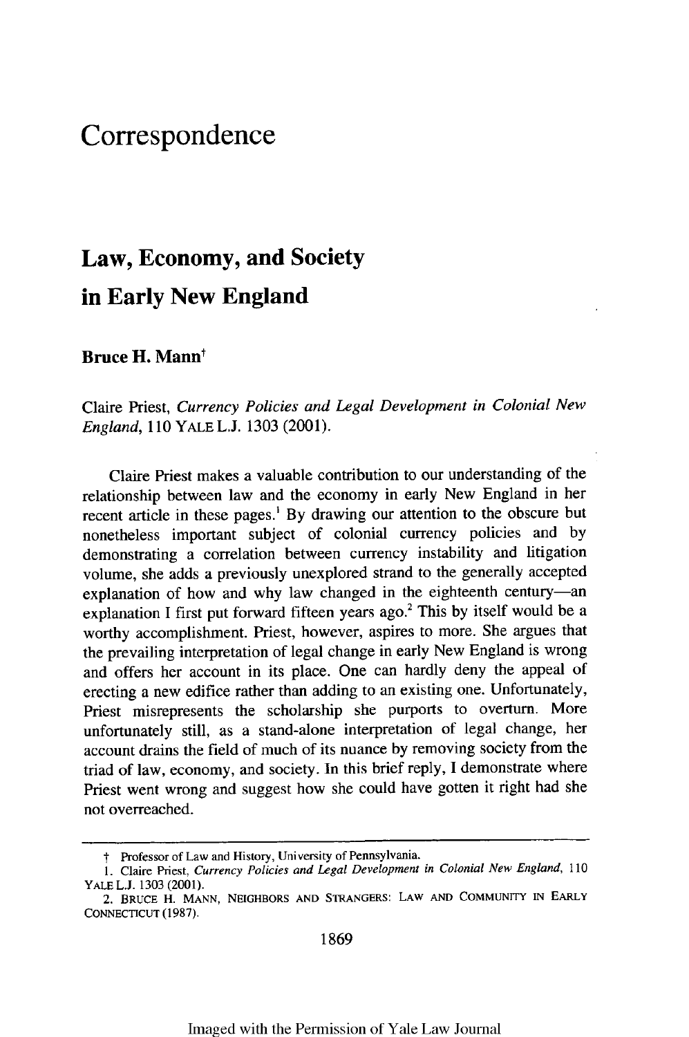# Correspondence

## Law, Economy, and Society in Early New England

**Bruce H. Mann**†

Claire Priest, *Currency Policies and Legal Development in Colonial New England*, 110 YALE L.J. 1303 (2001).

Claire Priest makes a valuable contribution to our understanding of the relationship between law and the economy in early New England in her recent article in these pages.[1] By drawing our attention to the obscure but nonetheless important subject of colonial currency policies and by demonstrating a correlation between currency instability and litigation volume, she adds a previously unexplored strand to the generally accepted explanation of how and why law changed in the eighteenth century—an explanation I first put forward fifteen years ago.[2] This by itself would be a worthy accomplishment. Priest, however, aspires to more. She argues that the prevailing interpretation of legal change in early New England is wrong and offers her account in its place. One can hardly deny the appeal of erecting a new edifice rather than adding to an existing one. Unfortunately, Priest misrepresents the scholarship she purports to overturn. More unfortunately still, as a stand-alone interpretation of legal change, her account drains the field of much of its nuance by removing society from the triad of law, economy, and society. In this brief reply, I demonstrate where Priest went wrong and suggest how she could have gotten it right had she not overreached.

---

† Professor of Law and History, University of Pennsylvania.

1. Claire Priest, *Currency Policies and Legal Development in Colonial New England*, 110 YALE L.J. 1303 (2001).

2. BRUCE H. MANN, NEIGHBORS AND STRANGERS: LAW AND COMMUNITY IN EARLY CONNECTICUT (1987).

Imaged with the Permission of Yale Law Journal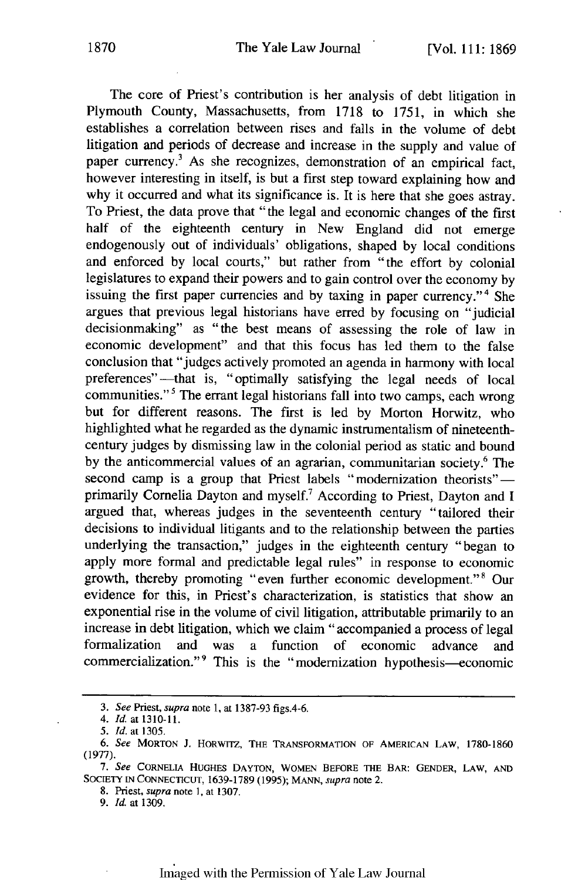The core of Priest's contribution is her analysis of debt litigation in Plymouth County, Massachusetts, from 1718 to 1751, in which she establishes a correlation between rises and falls in the volume of debt litigation and periods of decrease and increase in the supply and value of paper currency.[3] As she recognizes, demonstration of an empirical fact, however interesting in itself, is but a first step toward explaining how and why it occurred and what its significance is. It is here that she goes astray. To Priest, the data prove that "the legal and economic changes of the first half of the eighteenth century in New England did not emerge endogenously out of individuals' obligations, shaped by local conditions and enforced by local courts," but rather from "the effort by colonial legislatures to expand their powers and to gain control over the economy by issuing the first paper currencies and by taxing in paper currency."[4] She argues that previous legal historians have erred by focusing on "judicial decisionmaking" as "the best means of assessing the role of law in economic development" and that this focus has led them to the false conclusion that "judges actively promoted an agenda in harmony with local preferences"—that is, "optimally satisfying the legal needs of local communities."[5] The errant legal historians fall into two camps, each wrong but for different reasons. The first is led by Morton Horwitz, who highlighted what he regarded as the dynamic instrumentalism of nineteenth-century judges by dismissing law in the colonial period as static and bound by the anticommercial values of an agrarian, communitarian society.[6] The second camp is a group that Priest labels "modernization theorists"—primarily Cornelia Dayton and myself.[7] According to Priest, Dayton and I argued that, whereas judges in the seventeenth century "tailored their decisions to individual litigants and to the relationship between the parties underlying the transaction," judges in the eighteenth century "began to apply more formal and predictable legal rules" in response to economic growth, thereby promoting "even further economic development."[8] Our evidence for this, in Priest's characterization, is statistics that show an exponential rise in the volume of civil litigation, attributable primarily to an increase in debt litigation, which we claim "accompanied a process of legal formalization and was a function of economic advance and commercialization."[9] This is the "modernization hypothesis—economic

---

3. *See* Priest, *supra* note 1, at 1387-93 figs.4-6.

4. *Id.* at 1310-11.

5. *Id.* at 1305.

6. *See* MORTON J. HORWITZ, THE TRANSFORMATION OF AMERICAN LAW, 1780-1860 (1977).

7. *See* CORNELIA HUGHES DAYTON, WOMEN BEFORE THE BAR: GENDER, LAW, AND SOCIETY IN CONNECTICUT, 1639-1789 (1995); MANN, *supra* note 2.

8. Priest, *supra* note 1, at 1307.

9. *Id.* at 1309.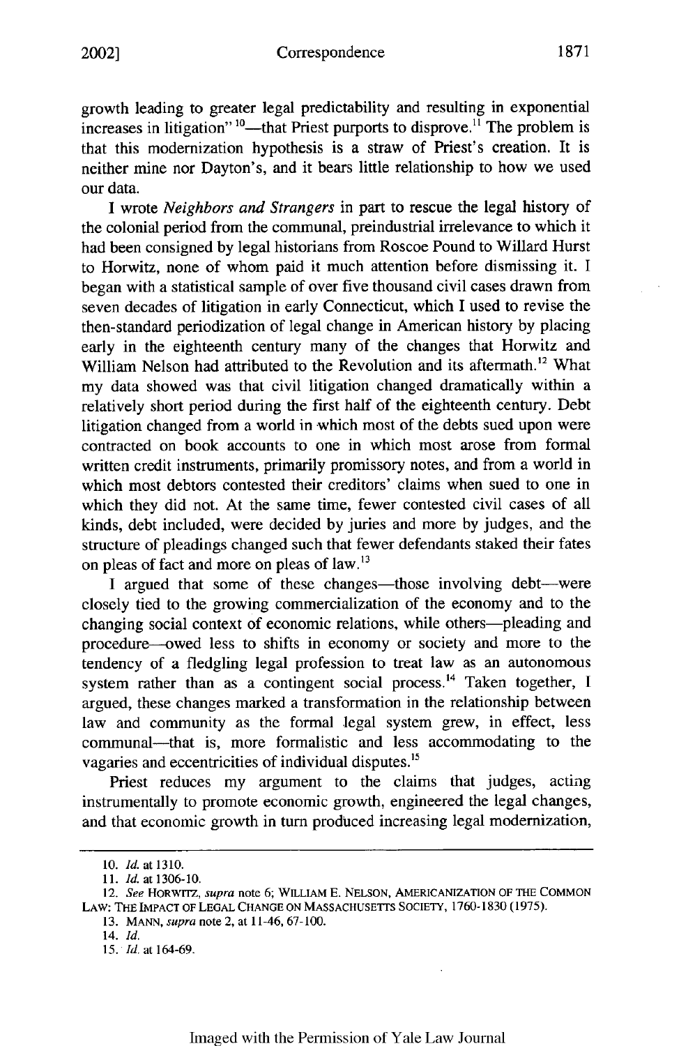growth leading to greater legal predictability and resulting in exponential increases in litigation"[10]—that Priest purports to disprove.[11] The problem is that this modernization hypothesis is a straw of Priest's creation. It is neither mine nor Dayton's, and it bears little relationship to how we used our data.

I wrote *Neighbors and Strangers* in part to rescue the legal history of the colonial period from the communal, preindustrial irrelevance to which it had been consigned by legal historians from Roscoe Pound to Willard Hurst to Horwitz, none of whom paid it much attention before dismissing it. I began with a statistical sample of over five thousand civil cases drawn from seven decades of litigation in early Connecticut, which I used to revise the then-standard periodization of legal change in American history by placing early in the eighteenth century many of the changes that Horwitz and William Nelson had attributed to the Revolution and its aftermath.[12] What my data showed was that civil litigation changed dramatically within a relatively short period during the first half of the eighteenth century. Debt litigation changed from a world in which most of the debts sued upon were contracted on book accounts to one in which most arose from formal written credit instruments, primarily promissory notes, and from a world in which most debtors contested their creditors' claims when sued to one in which they did not. At the same time, fewer contested civil cases of all kinds, debt included, were decided by juries and more by judges, and the structure of pleadings changed such that fewer defendants staked their fates on pleas of fact and more on pleas of law.[13]

I argued that some of these changes—those involving debt—were closely tied to the growing commercialization of the economy and to the changing social context of economic relations, while others—pleading and procedure—owed less to shifts in economy or society and more to the tendency of a fledgling legal profession to treat law as an autonomous system rather than as a contingent social process.[14] Taken together, I argued, these changes marked a transformation in the relationship between law and community as the formal legal system grew, in effect, less communal—that is, more formalistic and less accommodating to the vagaries and eccentricities of individual disputes.[15]

Priest reduces my argument to the claims that judges, acting instrumentally to promote economic growth, engineered the legal changes, and that economic growth in turn produced increasing legal modernization,

---

10. *Id.* at 1310.

11. *Id.* at 1306-10.

12. *See* HORWITZ, *supra* note 6; WILLIAM E. NELSON, AMERICANIZATION OF THE COMMON LAW: THE IMPACT OF LEGAL CHANGE ON MASSACHUSETTS SOCIETY, 1760-1830 (1975).

13. MANN, *supra* note 2, at 11-46, 67-100.

14. *Id.*

15. *Id.* at 164-69.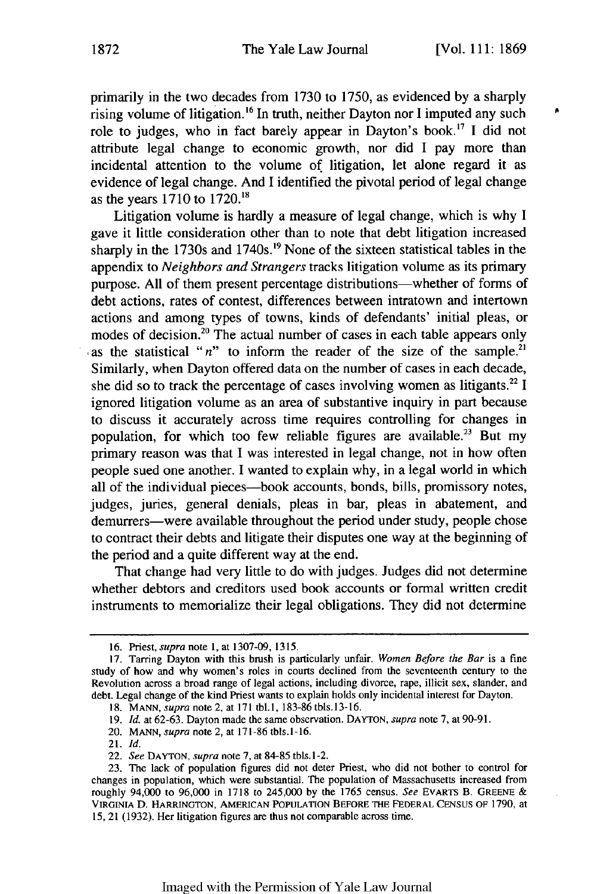primarily in the two decades from 1730 to 1750, as evidenced by a sharply rising volume of litigation.[16] In truth, neither Dayton nor I imputed any such role to judges, who in fact barely appear in Dayton's book.[17] I did not attribute legal change to economic growth, nor did I pay more than incidental attention to the volume of litigation, let alone regard it as evidence of legal change. And I identified the pivotal period of legal change as the years 1710 to 1720.[18]

Litigation volume is hardly a measure of legal change, which is why I gave it little consideration other than to note that debt litigation increased sharply in the 1730s and 1740s.[19] None of the sixteen statistical tables in the appendix to *Neighbors and Strangers* tracks litigation volume as its primary purpose. All of them present percentage distributions—whether of forms of debt actions, rates of contest, differences between intratown and intertown actions and among types of towns, kinds of defendants' initial pleas, or modes of decision.[20] The actual number of cases in each table appears only as the statistical "*n*" to inform the reader of the size of the sample.[21] Similarly, when Dayton offered data on the number of cases in each decade, she did so to track the percentage of cases involving women as litigants.[22] I ignored litigation volume as an area of substantive inquiry in part because to discuss it accurately across time requires controlling for changes in population, for which too few reliable figures are available.[23] But my primary reason was that I was interested in legal change, not in how often people sued one another. I wanted to explain why, in a legal world in which all of the individual pieces—book accounts, bonds, bills, promissory notes, judges, juries, general denials, pleas in bar, pleas in abatement, and demurrers—were available throughout the period under study, people chose to contract their debts and litigate their disputes one way at the beginning of the period and a quite different way at the end.

That change had very little to do with judges. Judges did not determine whether debtors and creditors used book accounts or formal written credit instruments to memorialize their legal obligations. They did not determine

---

16. Priest, *supra* note 1, at 1307-09, 1315.

17. Tarring Dayton with this brush is particularly unfair. *Women Before the Bar* is a fine study of how and why women's roles in courts declined from the seventeenth century to the Revolution across a broad range of legal actions, including divorce, rape, illicit sex, slander, and debt. Legal change of the kind Priest wants to explain holds only incidental interest for Dayton.

18. MANN, *supra* note 2, at 171 tbl.1, 183-86 tbls.13-16.

19. *Id.* at 62-63. Dayton made the same observation. DAYTON, *supra* note 7, at 90-91.

20. MANN, *supra* note 2, at 171-86 tbls.1-16.

21. *Id.*

22. *See* DAYTON, *supra* note 7, at 84-85 tbls.1-2.

23. The lack of population figures did not deter Priest, who did not bother to control for changes in population, which were substantial. The population of Massachusetts increased from roughly 94,000 to 96,000 in 1718 to 245,000 by the 1765 census. *See* EVARTS B. GREENE & VIRGINIA D. HARRINGTON, AMERICAN POPULATION BEFORE THE FEDERAL CENSUS OF 1790, at 15, 21 (1932). Her litigation figures are thus not comparable across time.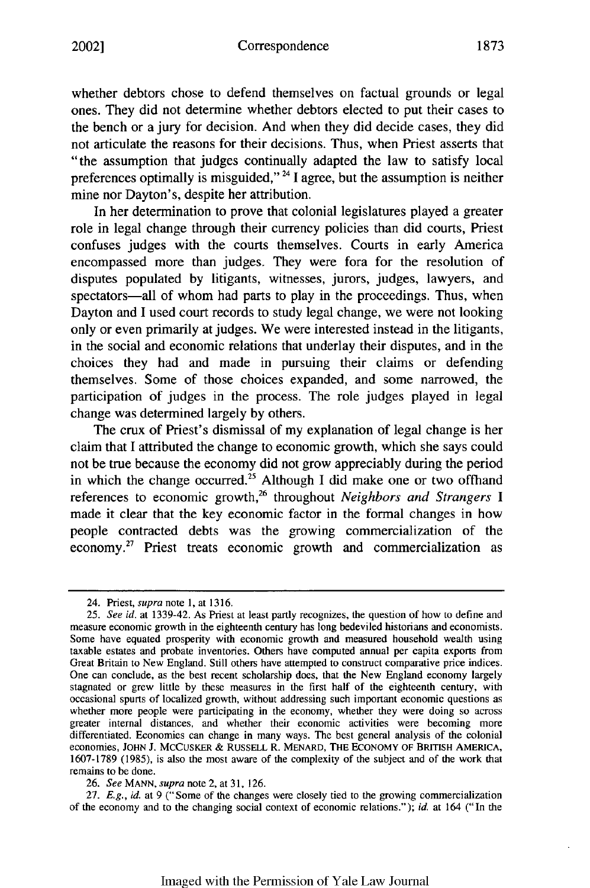whether debtors chose to defend themselves on factual grounds or legal ones. They did not determine whether debtors elected to put their cases to the bench or a jury for decision. And when they did decide cases, they did not articulate the reasons for their decisions. Thus, when Priest asserts that "the assumption that judges continually adapted the law to satisfy local preferences optimally is misguided,"[24] I agree, but the assumption is neither mine nor Dayton's, despite her attribution.

In her determination to prove that colonial legislatures played a greater role in legal change through their currency policies than did courts, Priest confuses judges with the courts themselves. Courts in early America encompassed more than judges. They were fora for the resolution of disputes populated by litigants, witnesses, jurors, judges, lawyers, and spectators—all of whom had parts to play in the proceedings. Thus, when Dayton and I used court records to study legal change, we were not looking only or even primarily at judges. We were interested instead in the litigants, in the social and economic relations that underlay their disputes, and in the choices they had and made in pursuing their claims or defending themselves. Some of those choices expanded, and some narrowed, the participation of judges in the process. The role judges played in legal change was determined largely by others.

The crux of Priest's dismissal of my explanation of legal change is her claim that I attributed the change to economic growth, which she says could not be true because the economy did not grow appreciably during the period in which the change occurred.[25] Although I did make one or two offhand references to economic growth,[26] throughout *Neighbors and Strangers* I made it clear that the key economic factor in the formal changes in how people contracted debts was the growing commercialization of the economy.[27] Priest treats economic growth and commercialization as

---

24. Priest, *supra* note 1, at 1316.

25. *See id.* at 1339-42. As Priest at least partly recognizes, the question of how to define and measure economic growth in the eighteenth century has long bedeviled historians and economists. Some have equated prosperity with economic growth and measured household wealth using taxable estates and probate inventories. Others have computed annual per capita exports from Great Britain to New England. Still others have attempted to construct comparative price indices. One can conclude, as the best recent scholarship does, that the New England economy largely stagnated or grew little by these measures in the first half of the eighteenth century, with occasional spurts of localized growth, without addressing such important economic questions as whether more people were participating in the economy, whether they were doing so across greater internal distances, and whether their economic activities were becoming more differentiated. Economies can change in many ways. The best general analysis of the colonial economies, JOHN J. MCCUSKER & RUSSELL R. MENARD, THE ECONOMY OF BRITISH AMERICA, 1607-1789 (1985), is also the most aware of the complexity of the subject and of the work that remains to be done.

26. *See* MANN, *supra* note 2, at 31, 126.

27. *E.g.*, *id.* at 9 ("Some of the changes were closely tied to the growing commercialization of the economy and to the changing social context of economic relations."); *id.* at 164 ("In the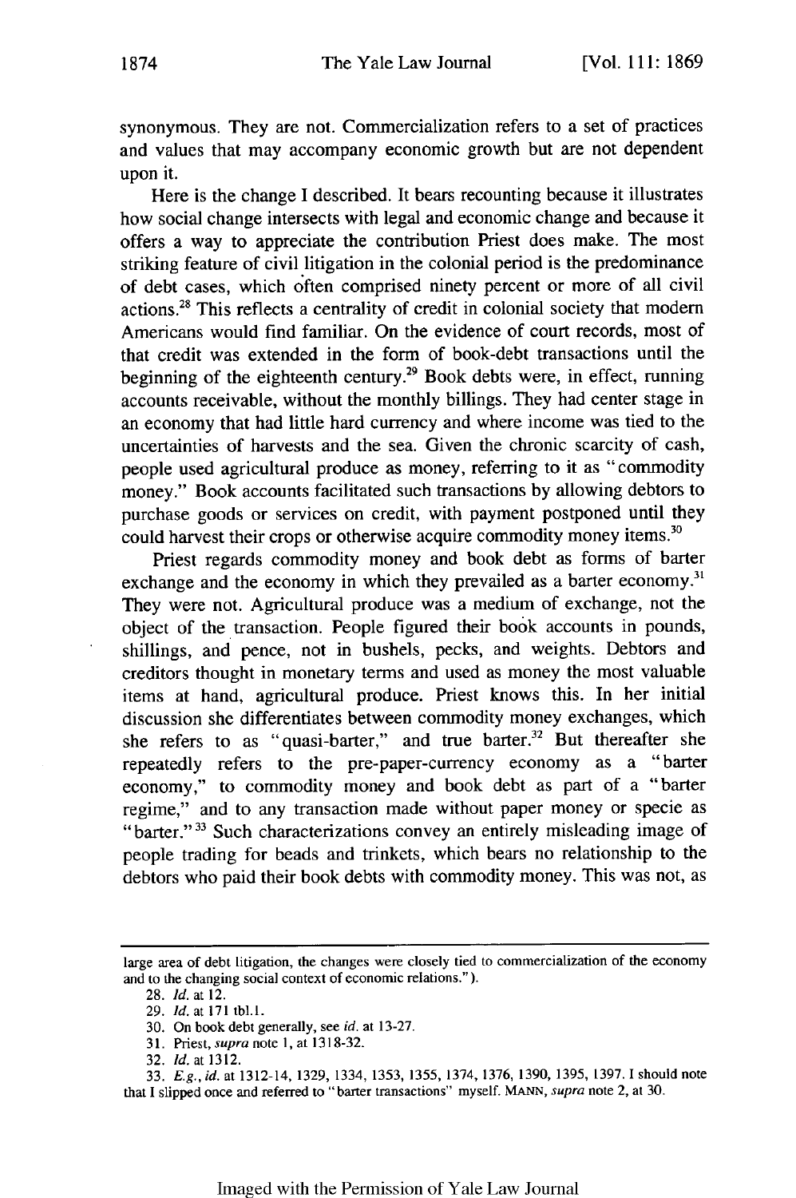synonymous. They are not. Commercialization refers to a set of practices and values that may accompany economic growth but are not dependent upon it.

Here is the change I described. It bears recounting because it illustrates how social change intersects with legal and economic change and because it offers a way to appreciate the contribution Priest does make. The most striking feature of civil litigation in the colonial period is the predominance of debt cases, which often comprised ninety percent or more of all civil actions.[28] This reflects a centrality of credit in colonial society that modern Americans would find familiar. On the evidence of court records, most of that credit was extended in the form of book-debt transactions until the beginning of the eighteenth century.[29] Book debts were, in effect, running accounts receivable, without the monthly billings. They had center stage in an economy that had little hard currency and where income was tied to the uncertainties of harvests and the sea. Given the chronic scarcity of cash, people used agricultural produce as money, referring to it as "commodity money." Book accounts facilitated such transactions by allowing debtors to purchase goods or services on credit, with payment postponed until they could harvest their crops or otherwise acquire commodity money items.[30]

Priest regards commodity money and book debt as forms of barter exchange and the economy in which they prevailed as a barter economy.[31] They were not. Agricultural produce was a medium of exchange, not the object of the transaction. People figured their book accounts in pounds, shillings, and pence, not in bushels, pecks, and weights. Debtors and creditors thought in monetary terms and used as money the most valuable items at hand, agricultural produce. Priest knows this. In her initial discussion she differentiates between commodity money exchanges, which she refers to as "quasi-barter," and true barter.[32] But thereafter she repeatedly refers to the pre-paper-currency economy as a "barter economy," to commodity money and book debt as part of a "barter regime," and to any transaction made without paper money or specie as "barter."[33] Such characterizations convey an entirely misleading image of people trading for beads and trinkets, which bears no relationship to the debtors who paid their book debts with commodity money. This was not, as

---

large area of debt litigation, the changes were closely tied to commercialization of the economy and to the changing social context of economic relations.").

28. *Id.* at 12.

29. *Id.* at 171 tbl.1.

30. On book debt generally, see *id.* at 13-27.

31. Priest, *supra* note 1, at 1318-32.

32. *Id.* at 1312.

33. *E.g.*, *id.* at 1312-14, 1329, 1334, 1353, 1355, 1374, 1376, 1390, 1395, 1397. I should note that I slipped once and referred to "barter transactions" myself. MANN, *supra* note 2, at 30.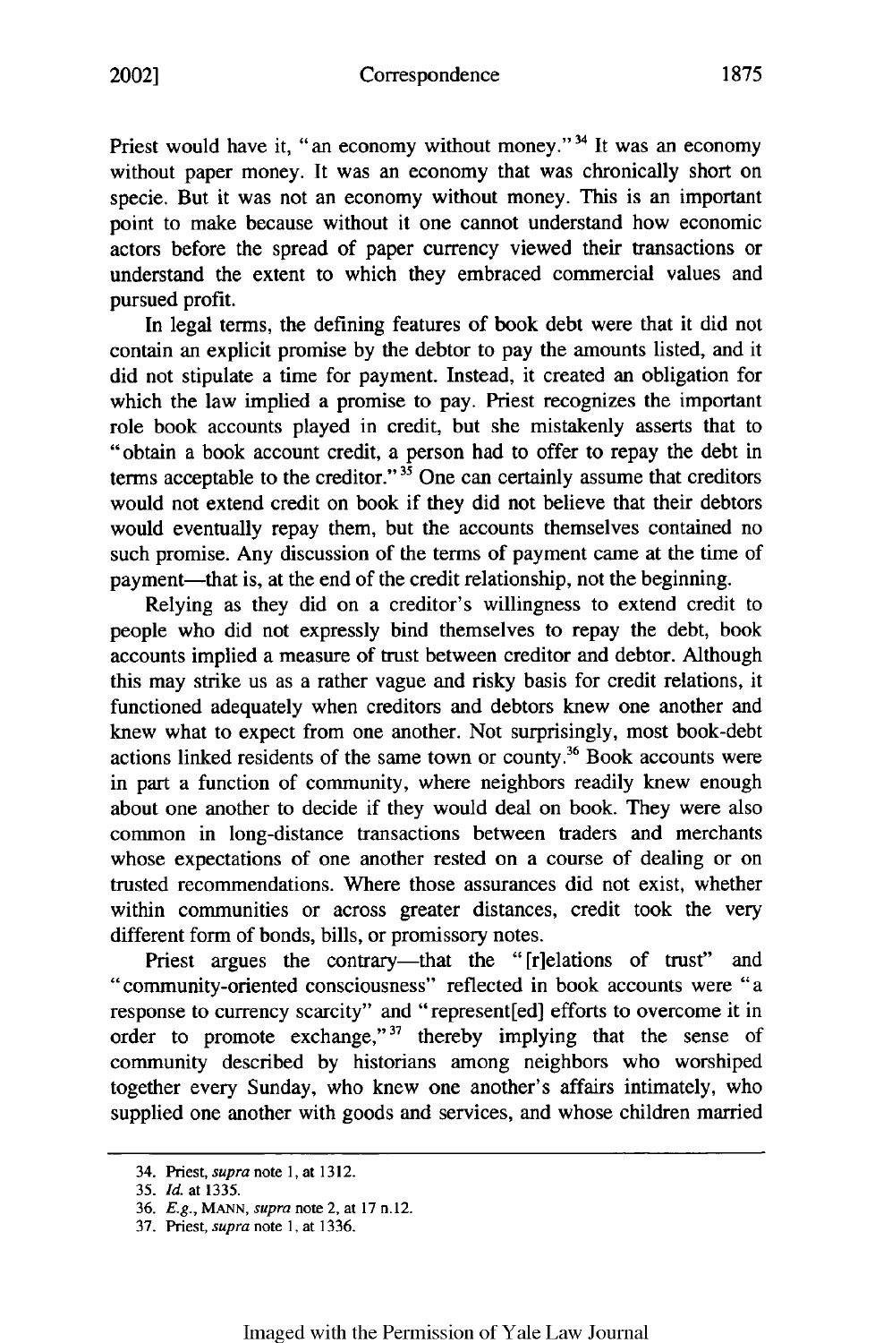Priest would have it, "an economy without money."[34] It was an economy without paper money. It was an economy that was chronically short on specie. But it was not an economy without money. This is an important point to make because without it one cannot understand how economic actors before the spread of paper currency viewed their transactions or understand the extent to which they embraced commercial values and pursued profit.

In legal terms, the defining features of book debt were that it did not contain an explicit promise by the debtor to pay the amounts listed, and it did not stipulate a time for payment. Instead, it created an obligation for which the law implied a promise to pay. Priest recognizes the important role book accounts played in credit, but she mistakenly asserts that to "obtain a book account credit, a person had to offer to repay the debt in terms acceptable to the creditor."[35] One can certainly assume that creditors would not extend credit on book if they did not believe that their debtors would eventually repay them, but the accounts themselves contained no such promise. Any discussion of the terms of payment came at the time of payment—that is, at the end of the credit relationship, not the beginning.

Relying as they did on a creditor's willingness to extend credit to people who did not expressly bind themselves to repay the debt, book accounts implied a measure of trust between creditor and debtor. Although this may strike us as a rather vague and risky basis for credit relations, it functioned adequately when creditors and debtors knew one another and knew what to expect from one another. Not surprisingly, most book-debt actions linked residents of the same town or county.[36] Book accounts were in part a function of community, where neighbors readily knew enough about one another to decide if they would deal on book. They were also common in long-distance transactions between traders and merchants whose expectations of one another rested on a course of dealing or on trusted recommendations. Where those assurances did not exist, whether within communities or across greater distances, credit took the very different form of bonds, bills, or promissory notes.

Priest argues the contrary—that the "[r]elations of trust" and "community-oriented consciousness" reflected in book accounts were "a response to currency scarcity" and "represent[ed] efforts to overcome it in order to promote exchange,"[37] thereby implying that the sense of community described by historians among neighbors who worshiped together every Sunday, who knew one another's affairs intimately, who supplied one another with goods and services, and whose children married

---

34. Priest, *supra* note 1, at 1312.

35. *Id.* at 1335.

36. *E.g.*, MANN, *supra* note 2, at 17 n.12.

37. Priest, *supra* note 1, at 1336.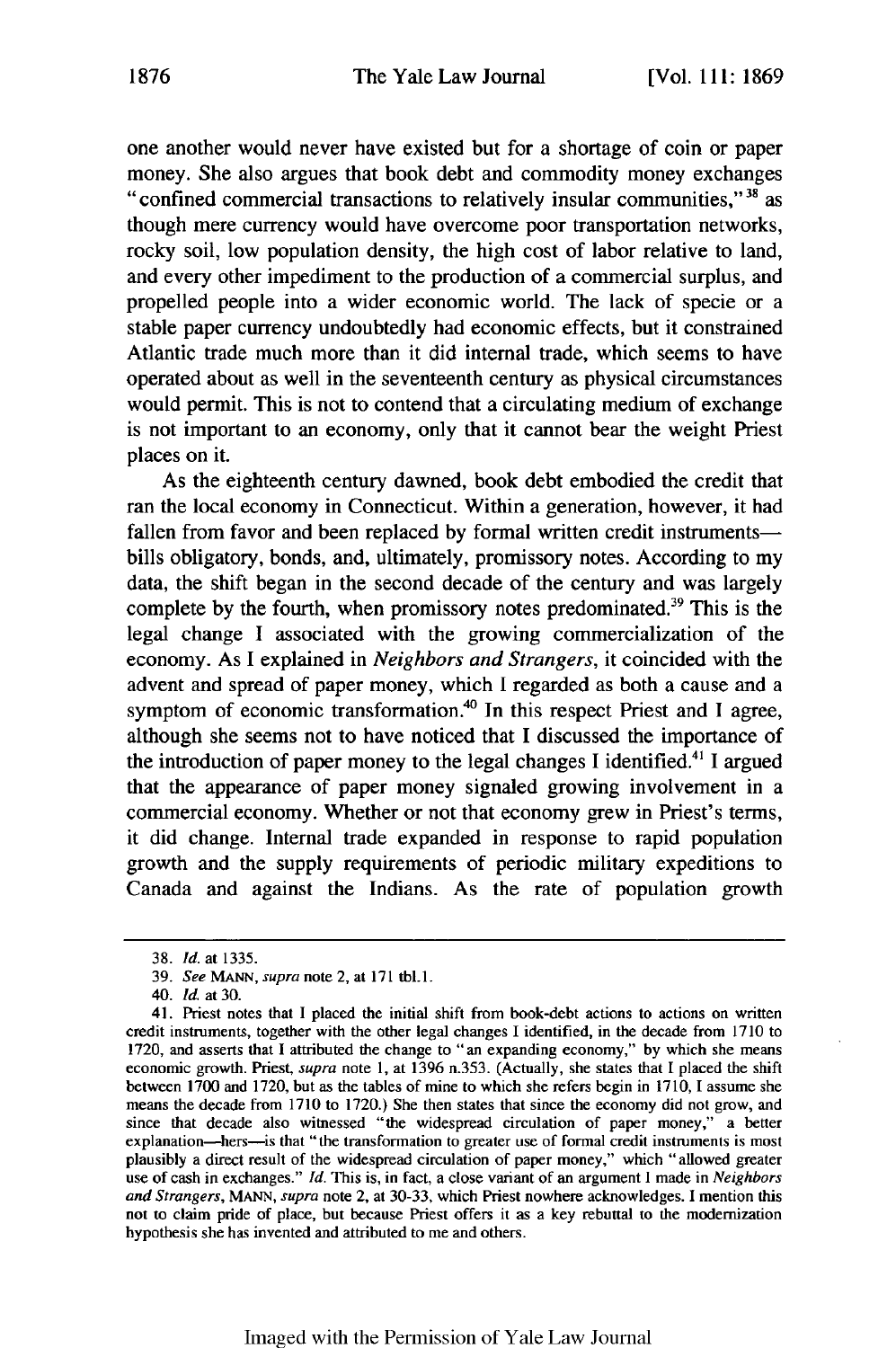one another would never have existed but for a shortage of coin or paper money. She also argues that book debt and commodity money exchanges "confined commercial transactions to relatively insular communities,"[38] as though mere currency would have overcome poor transportation networks, rocky soil, low population density, the high cost of labor relative to land, and every other impediment to the production of a commercial surplus, and propelled people into a wider economic world. The lack of specie or a stable paper currency undoubtedly had economic effects, but it constrained Atlantic trade much more than it did internal trade, which seems to have operated about as well in the seventeenth century as physical circumstances would permit. This is not to contend that a circulating medium of exchange is not important to an economy, only that it cannot bear the weight Priest places on it.

As the eighteenth century dawned, book debt embodied the credit that ran the local economy in Connecticut. Within a generation, however, it had fallen from favor and been replaced by formal written credit instruments—bills obligatory, bonds, and, ultimately, promissory notes. According to my data, the shift began in the second decade of the century and was largely complete by the fourth, when promissory notes predominated.[39] This is the legal change I associated with the growing commercialization of the economy. As I explained in *Neighbors and Strangers*, it coincided with the advent and spread of paper money, which I regarded as both a cause and a symptom of economic transformation.[40] In this respect Priest and I agree, although she seems not to have noticed that I discussed the importance of the introduction of paper money to the legal changes I identified.[41] I argued that the appearance of paper money signaled growing involvement in a commercial economy. Whether or not that economy grew in Priest's terms, it did change. Internal trade expanded in response to rapid population growth and the supply requirements of periodic military expeditions to Canada and against the Indians. As the rate of population growth

---

38. *Id.* at 1335.

39. *See* MANN, *supra* note 2, at 171 tbl.1.

40. *Id.* at 30.

41. Priest notes that I placed the initial shift from book-debt actions to actions on written credit instruments, together with the other legal changes I identified, in the decade from 1710 to 1720, and asserts that I attributed the change to "an expanding economy," by which she means economic growth. Priest, *supra* note 1, at 1396 n.353. (Actually, she states that I placed the shift between 1700 and 1720, but as the tables of mine to which she refers begin in 1710, I assume she means the decade from 1710 to 1720.) She then states that since the economy did not grow, and since that decade also witnessed "the widespread circulation of paper money," a better explanation—hers—is that "the transformation to greater use of formal credit instruments is most plausibly a direct result of the widespread circulation of paper money," which "allowed greater use of cash in exchanges." *Id.* This is, in fact, a close variant of an argument I made in *Neighbors and Strangers*, MANN, *supra* note 2, at 30-33, which Priest nowhere acknowledges. I mention this not to claim pride of place, but because Priest offers it as a key rebuttal to the modernization hypothesis she has invented and attributed to me and others.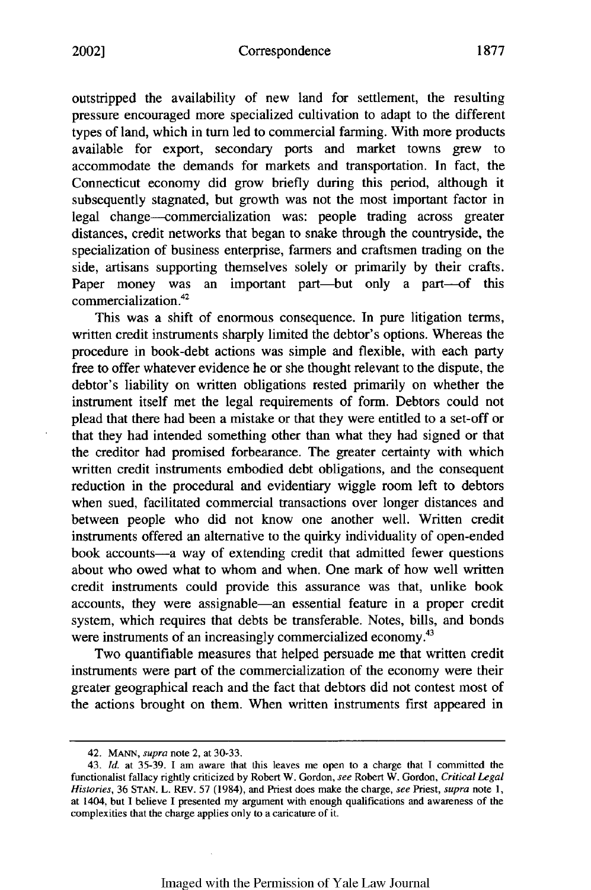outstripped the availability of new land for settlement, the resulting pressure encouraged more specialized cultivation to adapt to the different types of land, which in turn led to commercial farming. With more products available for export, secondary ports and market towns grew to accommodate the demands for markets and transportation. In fact, the Connecticut economy did grow briefly during this period, although it subsequently stagnated, but growth was not the most important factor in legal change—commercialization was: people trading across greater distances, credit networks that began to snake through the countryside, the specialization of business enterprise, farmers and craftsmen trading on the side, artisans supporting themselves solely or primarily by their crafts. Paper money was an important part—but only a part—of this commercialization.[42]

This was a shift of enormous consequence. In pure litigation terms, written credit instruments sharply limited the debtor's options. Whereas the procedure in book-debt actions was simple and flexible, with each party free to offer whatever evidence he or she thought relevant to the dispute, the debtor's liability on written obligations rested primarily on whether the instrument itself met the legal requirements of form. Debtors could not plead that there had been a mistake or that they were entitled to a set-off or that they had intended something other than what they had signed or that the creditor had promised forbearance. The greater certainty with which written credit instruments embodied debt obligations, and the consequent reduction in the procedural and evidentiary wiggle room left to debtors when sued, facilitated commercial transactions over longer distances and between people who did not know one another well. Written credit instruments offered an alternative to the quirky individuality of open-ended book accounts—a way of extending credit that admitted fewer questions about who owed what to whom and when. One mark of how well written credit instruments could provide this assurance was that, unlike book accounts, they were assignable—an essential feature in a proper credit system, which requires that debts be transferable. Notes, bills, and bonds were instruments of an increasingly commercialized economy.[43]

Two quantifiable measures that helped persuade me that written credit instruments were part of the commercialization of the economy were their greater geographical reach and the fact that debtors did not contest most of the actions brought on them. When written instruments first appeared in

---

42. MANN, *supra* note 2, at 30-33.

43. *Id.* at 35-39. I am aware that this leaves me open to a charge that I committed the functionalist fallacy rightly criticized by Robert W. Gordon, *see* Robert W. Gordon, *Critical Legal Histories*, 36 STAN. L. REV. 57 (1984), and Priest does make the charge, *see* Priest, *supra* note 1, at 1404, but I believe I presented my argument with enough qualifications and awareness of the complexities that the charge applies only to a caricature of it.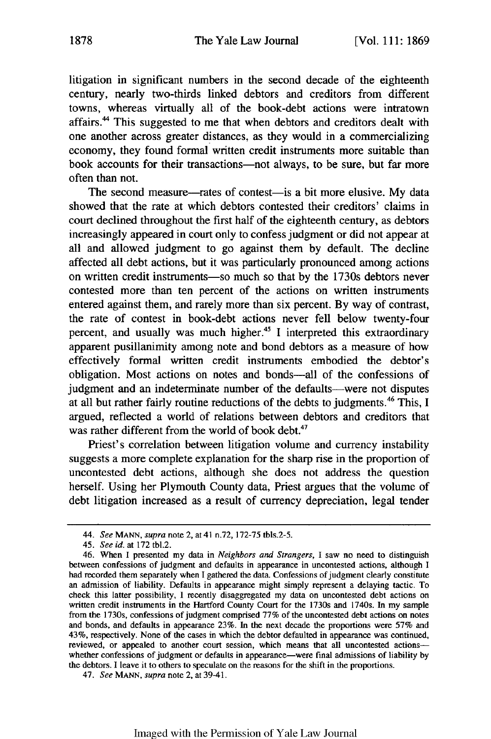litigation in significant numbers in the second decade of the eighteenth century, nearly two-thirds linked debtors and creditors from different towns, whereas virtually all of the book-debt actions were intratown affairs.[44] This suggested to me that when debtors and creditors dealt with one another across greater distances, as they would in a commercializing economy, they found formal written credit instruments more suitable than book accounts for their transactions—not always, to be sure, but far more often than not.

The second measure—rates of contest—is a bit more elusive. My data showed that the rate at which debtors contested their creditors' claims in court declined throughout the first half of the eighteenth century, as debtors increasingly appeared in court only to confess judgment or did not appear at all and allowed judgment to go against them by default. The decline affected all debt actions, but it was particularly pronounced among actions on written credit instruments—so much so that by the 1730s debtors never contested more than ten percent of the actions on written instruments entered against them, and rarely more than six percent. By way of contrast, the rate of contest in book-debt actions never fell below twenty-four percent, and usually was much higher.[45] I interpreted this extraordinary apparent pusillanimity among note and bond debtors as a measure of how effectively formal written credit instruments embodied the debtor's obligation. Most actions on notes and bonds—all of the confessions of judgment and an indeterminate number of the defaults—were not disputes at all but rather fairly routine reductions of the debts to judgments.[46] This, I argued, reflected a world of relations between debtors and creditors that was rather different from the world of book debt.[47]

Priest's correlation between litigation volume and currency instability suggests a more complete explanation for the sharp rise in the proportion of uncontested debt actions, although she does not address the question herself. Using her Plymouth County data, Priest argues that the volume of debt litigation increased as a result of currency depreciation, legal tender

---

44. *See* MANN, *supra* note 2, at 41 n.72, 172-75 tbls.2-5.

45. *See id.* at 172 tbl.2.

46. When I presented my data in *Neighbors and Strangers*, I saw no need to distinguish between confessions of judgment and defaults in appearance in uncontested actions, although I had recorded them separately when I gathered the data. Confessions of judgment clearly constitute an admission of liability. Defaults in appearance might simply represent a delaying tactic. To check this latter possibility, I recently disaggregated my data on uncontested debt actions on written credit instruments in the Hartford County Court for the 1730s and 1740s. In my sample from the 1730s, confessions of judgment comprised 77% of the uncontested debt actions on notes and bonds, and defaults in appearance 23%. In the next decade the proportions were 57% and 43%, respectively. None of the cases in which the debtor defaulted in appearance was continued, reviewed, or appealed to another court session, which means that all uncontested actions—whether confessions of judgment or defaults in appearance—were final admissions of liability by the debtors. I leave it to others to speculate on the reasons for the shift in the proportions.

47. *See* MANN, *supra* note 2, at 39-41.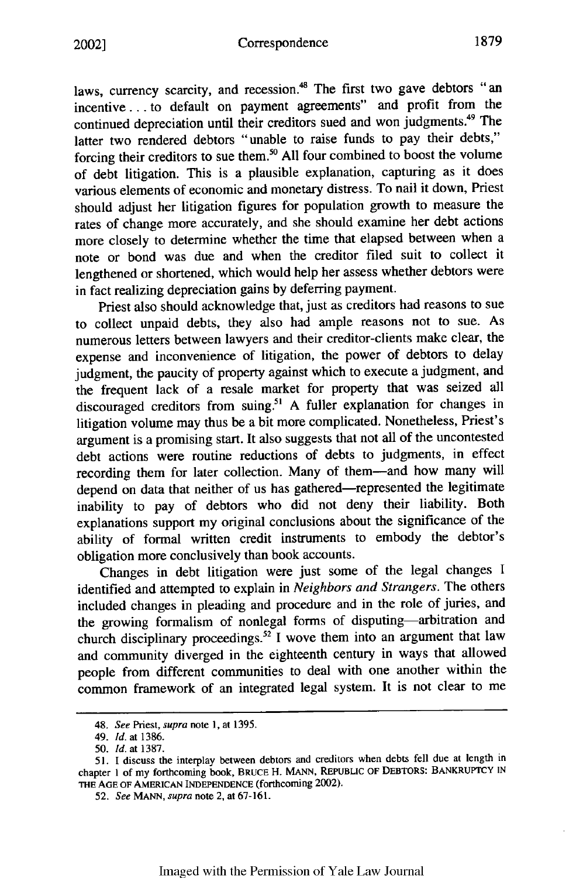laws, currency scarcity, and recession.[48] The first two gave debtors "an incentive . . . to default on payment agreements" and profit from the continued depreciation until their creditors sued and won judgments.[49] The latter two rendered debtors "unable to raise funds to pay their debts," forcing their creditors to sue them.[50] All four combined to boost the volume of debt litigation. This is a plausible explanation, capturing as it does various elements of economic and monetary distress. To nail it down, Priest should adjust her litigation figures for population growth to measure the rates of change more accurately, and she should examine her debt actions more closely to determine whether the time that elapsed between when a note or bond was due and when the creditor filed suit to collect it lengthened or shortened, which would help her assess whether debtors were in fact realizing depreciation gains by deferring payment.

Priest also should acknowledge that, just as creditors had reasons to sue to collect unpaid debts, they also had ample reasons not to sue. As numerous letters between lawyers and their creditor-clients make clear, the expense and inconvenience of litigation, the power of debtors to delay judgment, the paucity of property against which to execute a judgment, and the frequent lack of a resale market for property that was seized all discouraged creditors from suing.[51] A fuller explanation for changes in litigation volume may thus be a bit more complicated. Nonetheless, Priest's argument is a promising start. It also suggests that not all of the uncontested debt actions were routine reductions of debts to judgments, in effect recording them for later collection. Many of them—and how many will depend on data that neither of us has gathered—represented the legitimate inability to pay of debtors who did not deny their liability. Both explanations support my original conclusions about the significance of the ability of formal written credit instruments to embody the debtor's obligation more conclusively than book accounts.

Changes in debt litigation were just some of the legal changes I identified and attempted to explain in *Neighbors and Strangers*. The others included changes in pleading and procedure and in the role of juries, and the growing formalism of nonlegal forms of disputing—arbitration and church disciplinary proceedings.[52] I wove them into an argument that law and community diverged in the eighteenth century in ways that allowed people from different communities to deal with one another within the common framework of an integrated legal system. It is not clear to me

---

48. *See* Priest, *supra* note 1, at 1395.

49. *Id.* at 1386.

50. *Id.* at 1387.

51. I discuss the interplay between debtors and creditors when debts fell due at length in chapter 1 of my forthcoming book, BRUCE H. MANN, REPUBLIC OF DEBTORS: BANKRUPTCY IN THE AGE OF AMERICAN INDEPENDENCE (forthcoming 2002).

52. *See* MANN, *supra* note 2, at 67-161.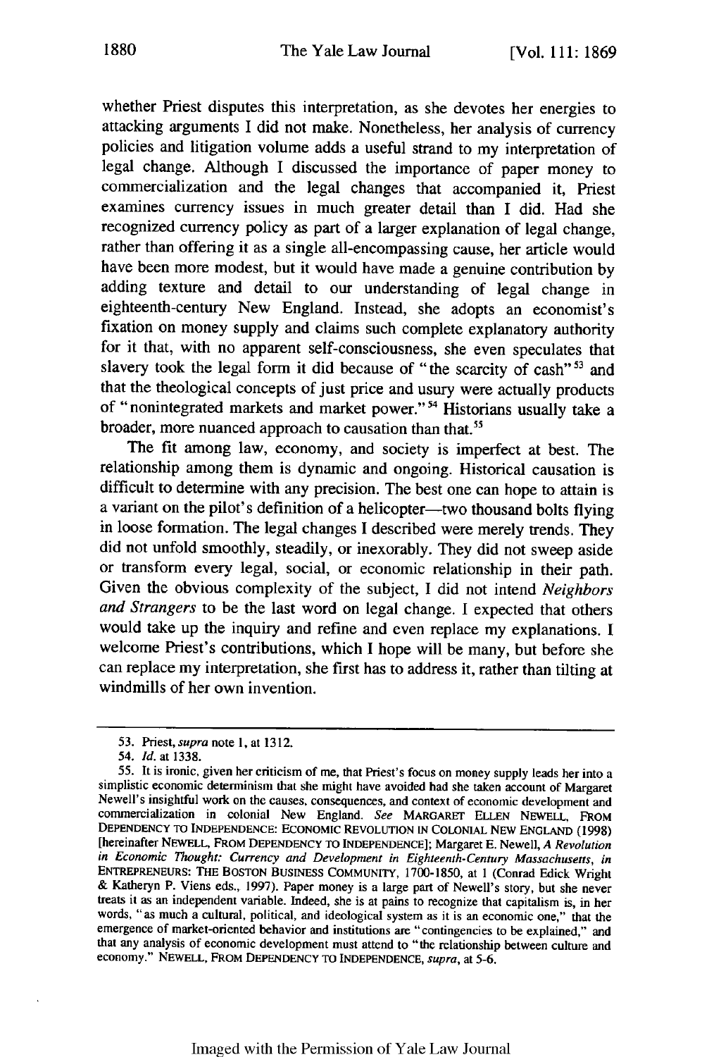whether Priest disputes this interpretation, as she devotes her energies to attacking arguments I did not make. Nonetheless, her analysis of currency policies and litigation volume adds a useful strand to my interpretation of legal change. Although I discussed the importance of paper money to commercialization and the legal changes that accompanied it, Priest examines currency issues in much greater detail than I did. Had she recognized currency policy as part of a larger explanation of legal change, rather than offering it as a single all-encompassing cause, her article would have been more modest, but it would have made a genuine contribution by adding texture and detail to our understanding of legal change in eighteenth-century New England. Instead, she adopts an economist's fixation on money supply and claims such complete explanatory authority for it that, with no apparent self-consciousness, she even speculates that slavery took the legal form it did because of "the scarcity of cash"[53] and that the theological concepts of just price and usury were actually products of "nonintegrated markets and market power."[54] Historians usually take a broader, more nuanced approach to causation than that.[55]

The fit among law, economy, and society is imperfect at best. The relationship among them is dynamic and ongoing. Historical causation is difficult to determine with any precision. The best one can hope to attain is a variant on the pilot's definition of a helicopter—two thousand bolts flying in loose formation. The legal changes I described were merely trends. They did not unfold smoothly, steadily, or inexorably. They did not sweep aside or transform every legal, social, or economic relationship in their path. Given the obvious complexity of the subject, I did not intend *Neighbors and Strangers* to be the last word on legal change. I expected that others would take up the inquiry and refine and even replace my explanations. I welcome Priest's contributions, which I hope will be many, but before she can replace my interpretation, she first has to address it, rather than tilting at windmills of her own invention.

---

53. Priest, *supra* note 1, at 1312.

54. *Id.* at 1338.

55. It is ironic, given her criticism of me, that Priest's focus on money supply leads her into a simplistic economic determinism that she might have avoided had she taken account of Margaret Newell's insightful work on the causes, consequences, and context of economic development and commercialization in colonial New England. *See* MARGARET ELLEN NEWELL, FROM DEPENDENCY TO INDEPENDENCE: ECONOMIC REVOLUTION IN COLONIAL NEW ENGLAND (1998) [hereinafter NEWELL, FROM DEPENDENCY TO INDEPENDENCE]; Margaret E. Newell, *A Revolution in Economic Thought: Currency and Development in Eighteenth-Century Massachusetts*, *in* ENTREPRENEURS: THE BOSTON BUSINESS COMMUNITY, 1700-1850, at 1 (Conrad Edick Wright & Katheryn P. Viens eds., 1997). Paper money is a large part of Newell's story, but she never treats it as an independent variable. Indeed, she is at pains to recognize that capitalism is, in her words, "as much a cultural, political, and ideological system as it is an economic one," that the emergence of market-oriented behavior and institutions are "contingencies to be explained," and that any analysis of economic development must attend to "the relationship between culture and economy." NEWELL, FROM DEPENDENCY TO INDEPENDENCE, *supra*, at 5-6.